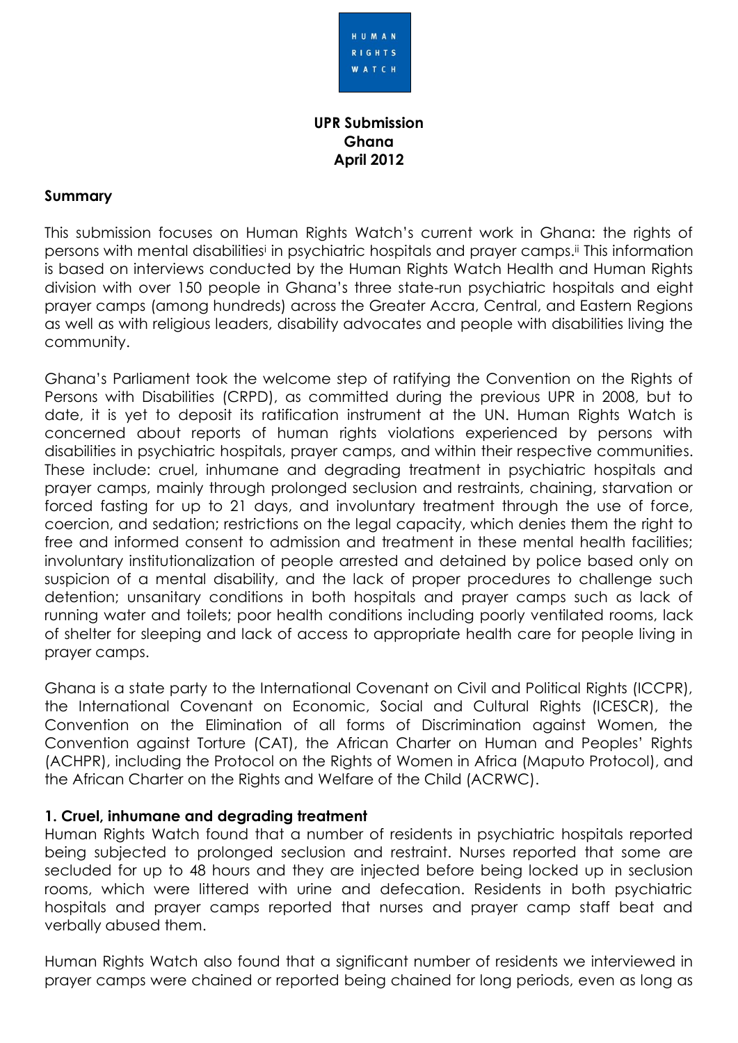HUMAN RIGHTS WATCH

**UPR Submission**
**Ghana**
**April 2012**

## Summary

This submission focuses on Human Rights Watch's current work in Ghana: the rights of persons with mental disabilities[i] in psychiatric hospitals and prayer camps.[ii] This information is based on interviews conducted by the Human Rights Watch Health and Human Rights division with over 150 people in Ghana's three state-run psychiatric hospitals and eight prayer camps (among hundreds) across the Greater Accra, Central, and Eastern Regions as well as with religious leaders, disability advocates and people with disabilities living the community.

Ghana's Parliament took the welcome step of ratifying the Convention on the Rights of Persons with Disabilities (CRPD), as committed during the previous UPR in 2008, but to date, it is yet to deposit its ratification instrument at the UN. Human Rights Watch is concerned about reports of human rights violations experienced by persons with disabilities in psychiatric hospitals, prayer camps, and within their respective communities. These include: cruel, inhumane and degrading treatment in psychiatric hospitals and prayer camps, mainly through prolonged seclusion and restraints, chaining, starvation or forced fasting for up to 21 days, and involuntary treatment through the use of force, coercion, and sedation; restrictions on the legal capacity, which denies them the right to free and informed consent to admission and treatment in these mental health facilities; involuntary institutionalization of people arrested and detained by police based only on suspicion of a mental disability, and the lack of proper procedures to challenge such detention; unsanitary conditions in both hospitals and prayer camps such as lack of running water and toilets; poor health conditions including poorly ventilated rooms, lack of shelter for sleeping and lack of access to appropriate health care for people living in prayer camps.

Ghana is a state party to the International Covenant on Civil and Political Rights (ICCPR), the International Covenant on Economic, Social and Cultural Rights (ICESCR), the Convention on the Elimination of all forms of Discrimination against Women, the Convention against Torture (CAT), the African Charter on Human and Peoples' Rights (ACHPR), including the Protocol on the Rights of Women in Africa (Maputo Protocol), and the African Charter on the Rights and Welfare of the Child (ACRWC).

### 1. Cruel, inhumane and degrading treatment

Human Rights Watch found that a number of residents in psychiatric hospitals reported being subjected to prolonged seclusion and restraint. Nurses reported that some are secluded for up to 48 hours and they are injected before being locked up in seclusion rooms, which were littered with urine and defecation. Residents in both psychiatric hospitals and prayer camps reported that nurses and prayer camp staff beat and verbally abused them.

Human Rights Watch also found that a significant number of residents we interviewed in prayer camps were chained or reported being chained for long periods, even as long as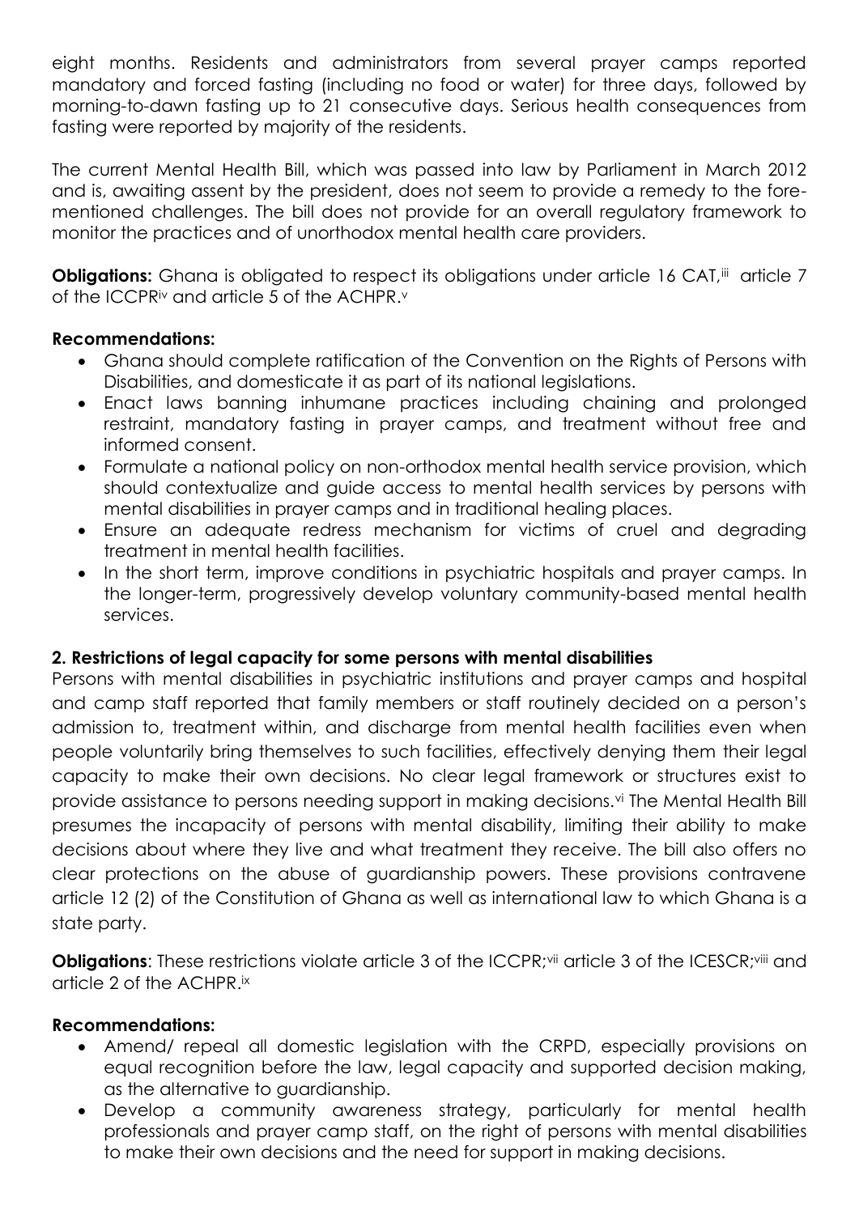eight months. Residents and administrators from several prayer camps reported mandatory and forced fasting (including no food or water) for three days, followed by morning-to-dawn fasting up to 21 consecutive days. Serious health consequences from fasting were reported by majority of the residents.

The current Mental Health Bill, which was passed into law by Parliament in March 2012 and is, awaiting assent by the president, does not seem to provide a remedy to the fore-mentioned challenges. The bill does not provide for an overall regulatory framework to monitor the practices and of unorthodox mental health care providers.

**Obligations:** Ghana is obligated to respect its obligations under article 16 CAT,[iii] article 7 of the ICCPR[iv] and article 5 of the ACHPR.[v]

**Recommendations:**

- Ghana should complete ratification of the Convention on the Rights of Persons with Disabilities, and domesticate it as part of its national legislations.
- Enact laws banning inhumane practices including chaining and prolonged restraint, mandatory fasting in prayer camps, and treatment without free and informed consent.
- Formulate a national policy on non-orthodox mental health service provision, which should contextualize and guide access to mental health services by persons with mental disabilities in prayer camps and in traditional healing places.
- Ensure an adequate redress mechanism for victims of cruel and degrading treatment in mental health facilities.
- In the short term, improve conditions in psychiatric hospitals and prayer camps. In the longer-term, progressively develop voluntary community-based mental health services.

**2. Restrictions of legal capacity for some persons with mental disabilities**

Persons with mental disabilities in psychiatric institutions and prayer camps and hospital and camp staff reported that family members or staff routinely decided on a person's admission to, treatment within, and discharge from mental health facilities even when people voluntarily bring themselves to such facilities, effectively denying them their legal capacity to make their own decisions. No clear legal framework or structures exist to provide assistance to persons needing support in making decisions.[vi] The Mental Health Bill presumes the incapacity of persons with mental disability, limiting their ability to make decisions about where they live and what treatment they receive. The bill also offers no clear protections on the abuse of guardianship powers. These provisions contravene article 12 (2) of the Constitution of Ghana as well as international law to which Ghana is a state party.

**Obligations**: These restrictions violate article 3 of the ICCPR;[vii] article 3 of the ICESCR;[viii] and article 2 of the ACHPR.[ix]

**Recommendations:**

- Amend/ repeal all domestic legislation with the CRPD, especially provisions on equal recognition before the law, legal capacity and supported decision making, as the alternative to guardianship.
- Develop a community awareness strategy, particularly for mental health professionals and prayer camp staff, on the right of persons with mental disabilities to make their own decisions and the need for support in making decisions.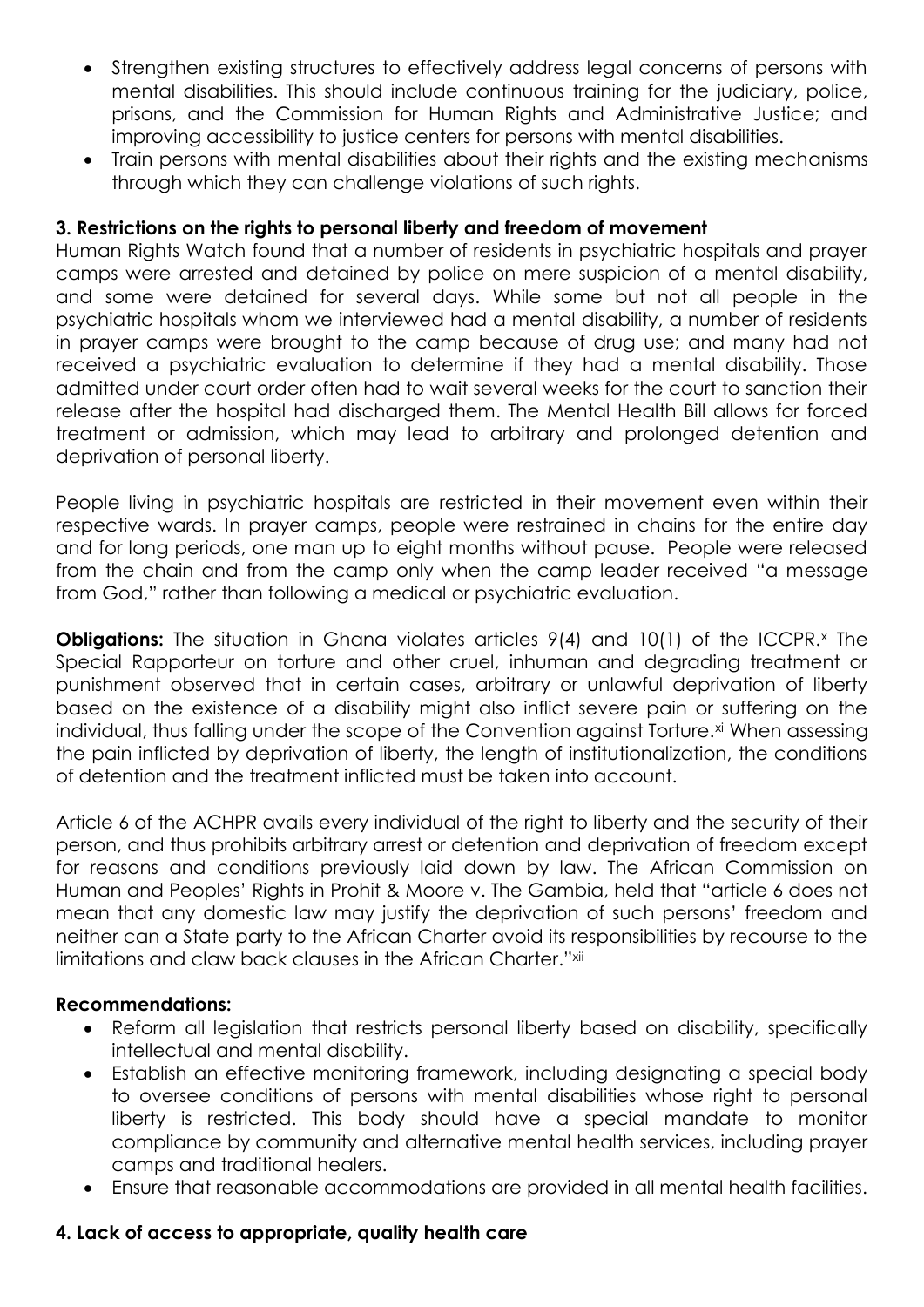- Strengthen existing structures to effectively address legal concerns of persons with mental disabilities. This should include continuous training for the judiciary, police, prisons, and the Commission for Human Rights and Administrative Justice; and improving accessibility to justice centers for persons with mental disabilities.
- Train persons with mental disabilities about their rights and the existing mechanisms through which they can challenge violations of such rights.

### 3. Restrictions on the rights to personal liberty and freedom of movement

Human Rights Watch found that a number of residents in psychiatric hospitals and prayer camps were arrested and detained by police on mere suspicion of a mental disability, and some were detained for several days. While some but not all people in the psychiatric hospitals whom we interviewed had a mental disability, a number of residents in prayer camps were brought to the camp because of drug use; and many had not received a psychiatric evaluation to determine if they had a mental disability. Those admitted under court order often had to wait several weeks for the court to sanction their release after the hospital had discharged them. The Mental Health Bill allows for forced treatment or admission, which may lead to arbitrary and prolonged detention and deprivation of personal liberty.

People living in psychiatric hospitals are restricted in their movement even within their respective wards. In prayer camps, people were restrained in chains for the entire day and for long periods, one man up to eight months without pause. People were released from the chain and from the camp only when the camp leader received "a message from God," rather than following a medical or psychiatric evaluation.

**Obligations:** The situation in Ghana violates articles 9(4) and 10(1) of the ICCPR.[x] The Special Rapporteur on torture and other cruel, inhuman and degrading treatment or punishment observed that in certain cases, arbitrary or unlawful deprivation of liberty based on the existence of a disability might also inflict severe pain or suffering on the individual, thus falling under the scope of the Convention against Torture.[xi] When assessing the pain inflicted by deprivation of liberty, the length of institutionalization, the conditions of detention and the treatment inflicted must be taken into account.

Article 6 of the ACHPR avails every individual of the right to liberty and the security of their person, and thus prohibits arbitrary arrest or detention and deprivation of freedom except for reasons and conditions previously laid down by law. The African Commission on Human and Peoples' Rights in Prohit & Moore v. The Gambia, held that "article 6 does not mean that any domestic law may justify the deprivation of such persons' freedom and neither can a State party to the African Charter avoid its responsibilities by recourse to the limitations and claw back clauses in the African Charter."[xii]

**Recommendations:**

- Reform all legislation that restricts personal liberty based on disability, specifically intellectual and mental disability.
- Establish an effective monitoring framework, including designating a special body to oversee conditions of persons with mental disabilities whose right to personal liberty is restricted. This body should have a special mandate to monitor compliance by community and alternative mental health services, including prayer camps and traditional healers.
- Ensure that reasonable accommodations are provided in all mental health facilities.

### 4. Lack of access to appropriate, quality health care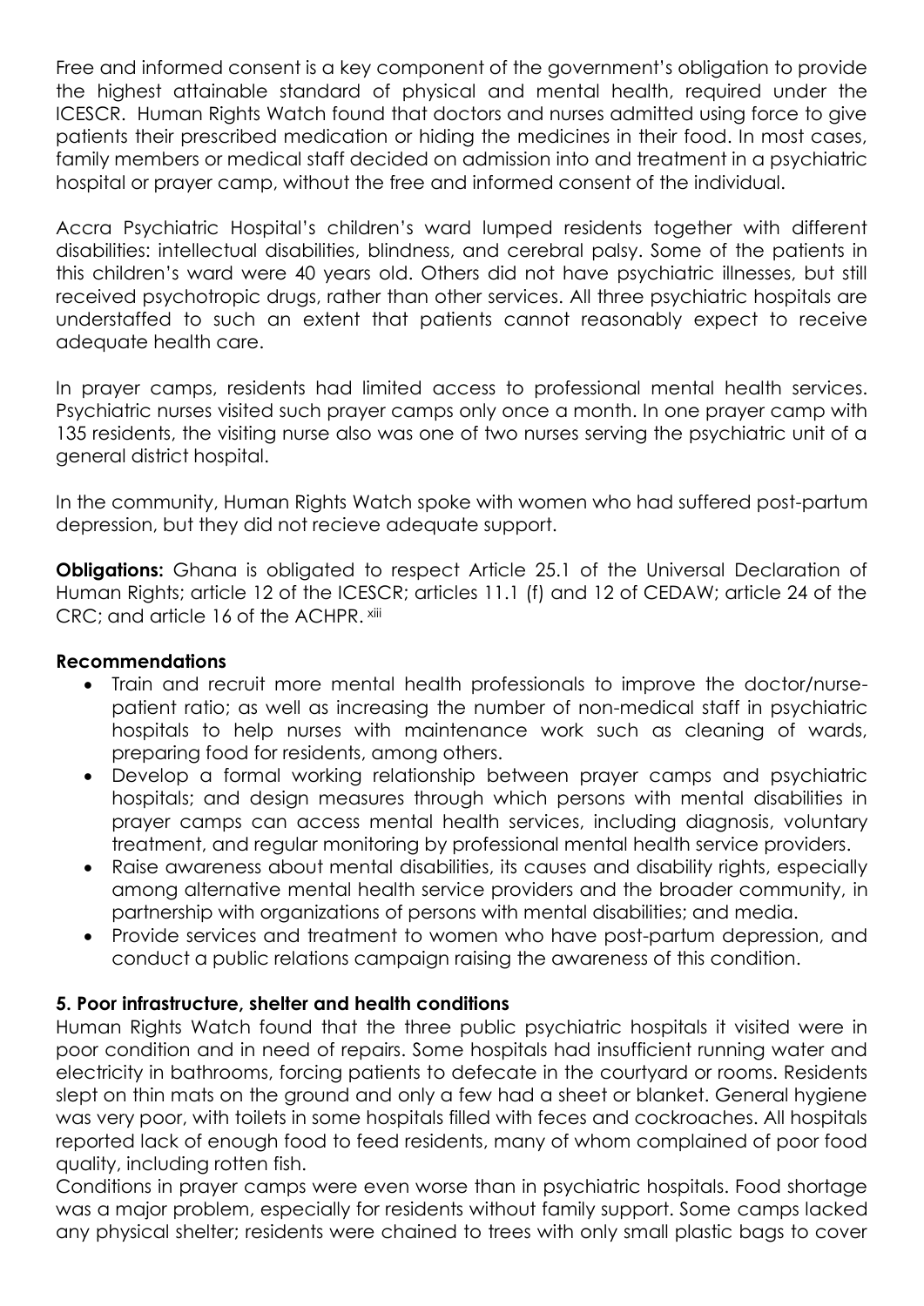Free and informed consent is a key component of the government's obligation to provide the highest attainable standard of physical and mental health, required under the ICESCR. Human Rights Watch found that doctors and nurses admitted using force to give patients their prescribed medication or hiding the medicines in their food. In most cases, family members or medical staff decided on admission into and treatment in a psychiatric hospital or prayer camp, without the free and informed consent of the individual.

Accra Psychiatric Hospital's children's ward lumped residents together with different disabilities: intellectual disabilities, blindness, and cerebral palsy. Some of the patients in this children's ward were 40 years old. Others did not have psychiatric illnesses, but still received psychotropic drugs, rather than other services. All three psychiatric hospitals are understaffed to such an extent that patients cannot reasonably expect to receive adequate health care.

In prayer camps, residents had limited access to professional mental health services. Psychiatric nurses visited such prayer camps only once a month. In one prayer camp with 135 residents, the visiting nurse also was one of two nurses serving the psychiatric unit of a general district hospital.

In the community, Human Rights Watch spoke with women who had suffered post-partum depression, but they did not recieve adequate support.

**Obligations:** Ghana is obligated to respect Article 25.1 of the Universal Declaration of Human Rights; article 12 of the ICESCR; articles 11.1 (f) and 12 of CEDAW; article 24 of the CRC; and article 16 of the ACHPR. [xiii]

**Recommendations**

- Train and recruit more mental health professionals to improve the doctor/nurse-patient ratio; as well as increasing the number of non-medical staff in psychiatric hospitals to help nurses with maintenance work such as cleaning of wards, preparing food for residents, among others.
- Develop a formal working relationship between prayer camps and psychiatric hospitals; and design measures through which persons with mental disabilities in prayer camps can access mental health services, including diagnosis, voluntary treatment, and regular monitoring by professional mental health service providers.
- Raise awareness about mental disabilities, its causes and disability rights, especially among alternative mental health service providers and the broader community, in partnership with organizations of persons with mental disabilities; and media.
- Provide services and treatment to women who have post-partum depression, and conduct a public relations campaign raising the awareness of this condition.

**5. Poor infrastructure, shelter and health conditions**

Human Rights Watch found that the three public psychiatric hospitals it visited were in poor condition and in need of repairs. Some hospitals had insufficient running water and electricity in bathrooms, forcing patients to defecate in the courtyard or rooms. Residents slept on thin mats on the ground and only a few had a sheet or blanket. General hygiene was very poor, with toilets in some hospitals filled with feces and cockroaches. All hospitals reported lack of enough food to feed residents, many of whom complained of poor food quality, including rotten fish.

Conditions in prayer camps were even worse than in psychiatric hospitals. Food shortage was a major problem, especially for residents without family support. Some camps lacked any physical shelter; residents were chained to trees with only small plastic bags to cover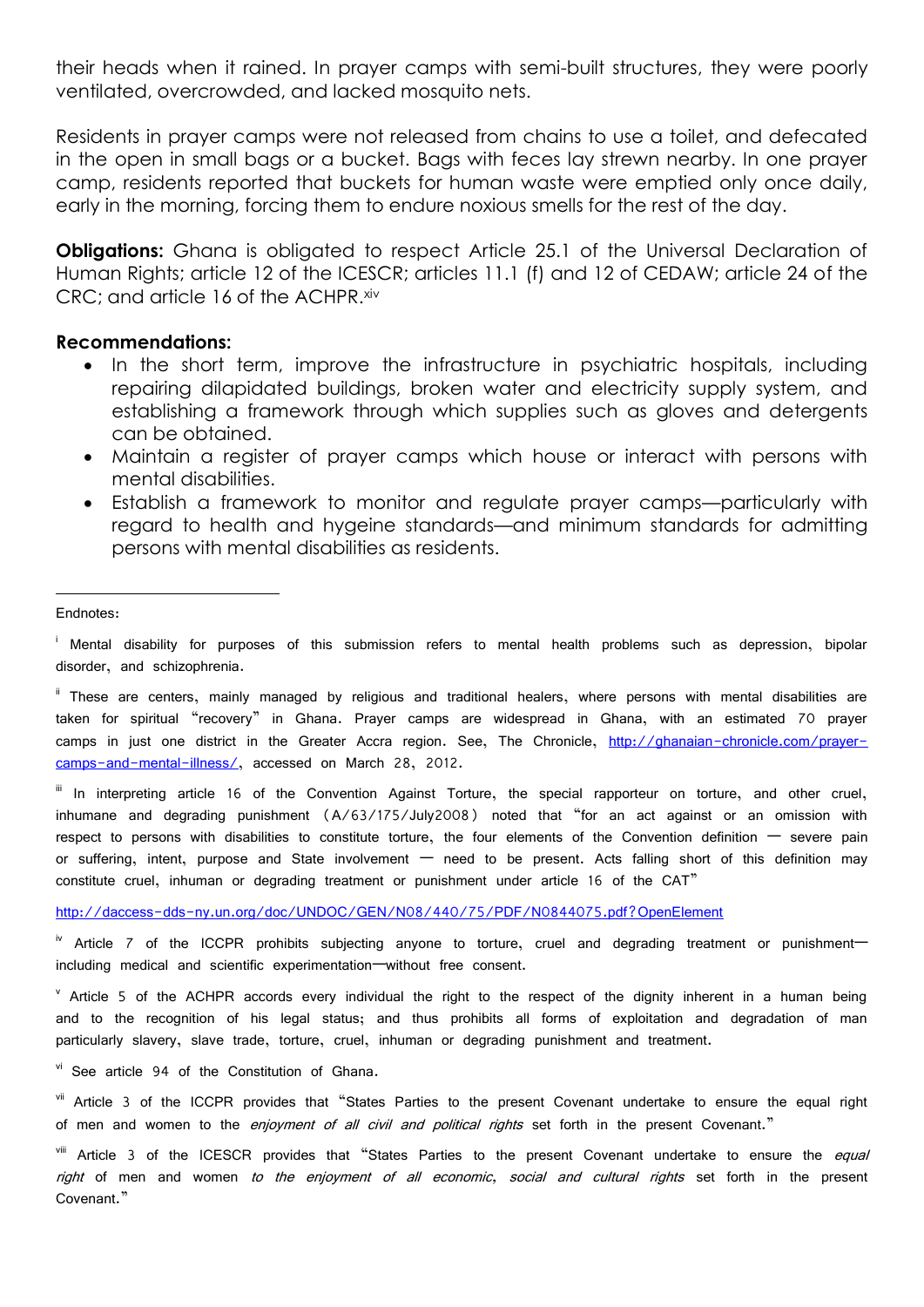their heads when it rained. In prayer camps with semi-built structures, they were poorly ventilated, overcrowded, and lacked mosquito nets.

Residents in prayer camps were not released from chains to use a toilet, and defecated in the open in small bags or a bucket. Bags with feces lay strewn nearby. In one prayer camp, residents reported that buckets for human waste were emptied only once daily, early in the morning, forcing them to endure noxious smells for the rest of the day.

**Obligations:** Ghana is obligated to respect Article 25.1 of the Universal Declaration of Human Rights; article 12 of the ICESCR; articles 11.1 (f) and 12 of CEDAW; article 24 of the CRC; and article 16 of the ACHPR.[xiv]

**Recommendations:**

- In the short term, improve the infrastructure in psychiatric hospitals, including repairing dilapidated buildings, broken water and electricity supply system, and establishing a framework through which supplies such as gloves and detergents can be obtained.
- Maintain a register of prayer camps which house or interact with persons with mental disabilities.
- Establish a framework to monitor and regulate prayer camps—particularly with regard to health and hygeine standards—and minimum standards for admitting persons with mental disabilities as residents.

---

Endnotes:

[i] Mental disability for purposes of this submission refers to mental health problems such as depression, bipolar disorder, and schizophrenia.

[ii] These are centers, mainly managed by religious and traditional healers, where persons with mental disabilities are taken for spiritual "recovery" in Ghana. Prayer camps are widespread in Ghana, with an estimated 70 prayer camps in just one district in the Greater Accra region. See, The Chronicle, http://ghanaian-chronicle.com/prayer-camps-and-mental-illness/, accessed on March 28, 2012.

[iii] In interpreting article 16 of the Convention Against Torture, the special rapporteur on torture, and other cruel, inhumane and degrading punishment (A/63/175/July2008) noted that "for an act against or an omission with respect to persons with disabilities to constitute torture, the four elements of the Convention definition — severe pain or suffering, intent, purpose and State involvement — need to be present. Acts falling short of this definition may constitute cruel, inhuman or degrading treatment or punishment under article 16 of the CAT"

http://daccess-dds-ny.un.org/doc/UNDOC/GEN/N08/440/75/PDF/N0844075.pdf?OpenElement

[iv] Article 7 of the ICCPR prohibits subjecting anyone to torture, cruel and degrading treatment or punishment—including medical and scientific experimentation—without free consent.

[v] Article 5 of the ACHPR accords every individual the right to the respect of the dignity inherent in a human being and to the recognition of his legal status; and thus prohibits all forms of exploitation and degradation of man particularly slavery, slave trade, torture, cruel, inhuman or degrading punishment and treatment.

[vi] See article 94 of the Constitution of Ghana.

[vii] Article 3 of the ICCPR provides that "States Parties to the present Covenant undertake to ensure the equal right of men and women to the *enjoyment of all civil and political rights* set forth in the present Covenant."

[viii] Article 3 of the ICESCR provides that "States Parties to the present Covenant undertake to ensure the *equal right* of men and women *to the enjoyment of all economic, social and cultural rights* set forth in the present Covenant."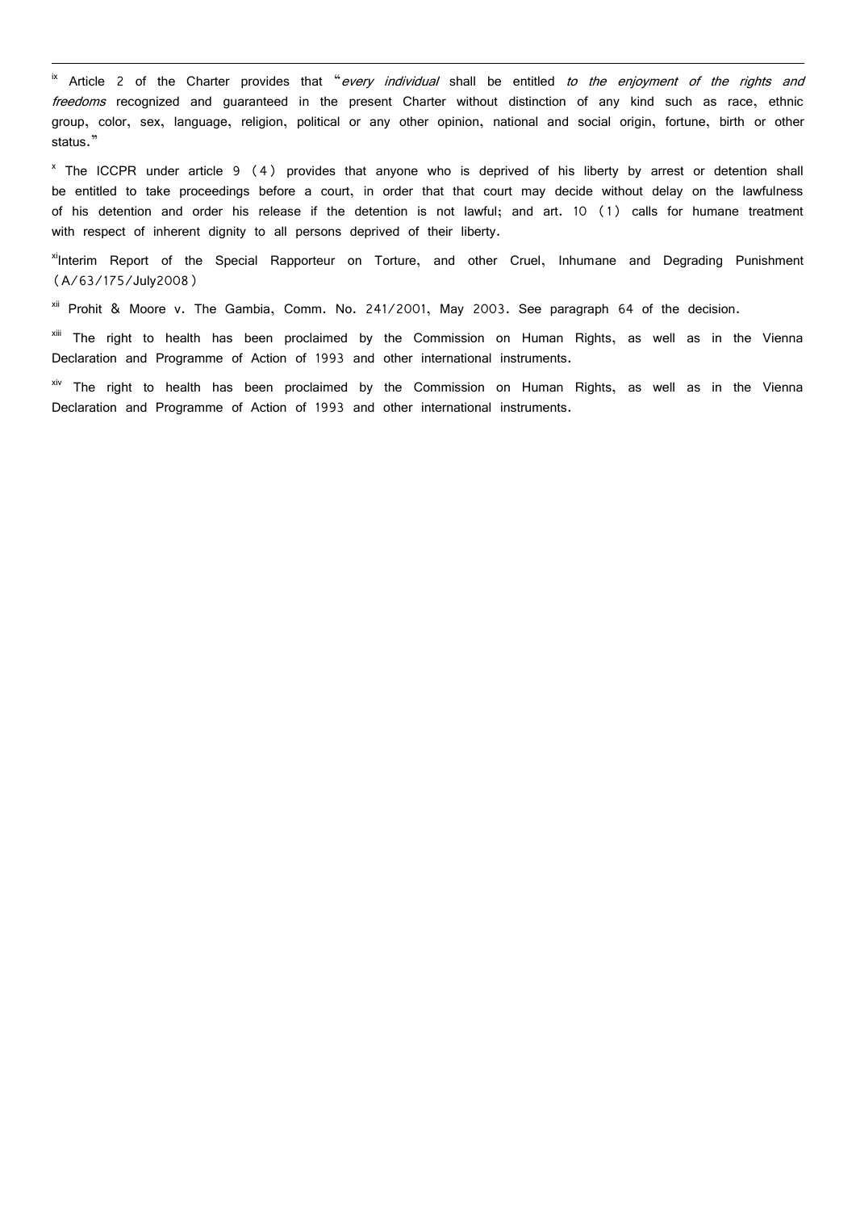---

[ix] Article 2 of the Charter provides that "*every individual* shall be entitled *to the enjoyment of the rights and freedoms* recognized and guaranteed in the present Charter without distinction of any kind such as race, ethnic group, color, sex, language, religion, political or any other opinion, national and social origin, fortune, birth or other status."

[x] The ICCPR under article 9 (4) provides that anyone who is deprived of his liberty by arrest or detention shall be entitled to take proceedings before a court, in order that that court may decide without delay on the lawfulness of his detention and order his release if the detention is not lawful; and art. 10 (1) calls for humane treatment with respect of inherent dignity to all persons deprived of their liberty.

[xi] Interim Report of the Special Rapporteur on Torture, and other Cruel, Inhumane and Degrading Punishment (A/63/175/July2008)

[xii] Prohit & Moore v. The Gambia, Comm. No. 241/2001, May 2003. See paragraph 64 of the decision.

[xiii] The right to health has been proclaimed by the Commission on Human Rights, as well as in the Vienna Declaration and Programme of Action of 1993 and other international instruments.

[xiv] The right to health has been proclaimed by the Commission on Human Rights, as well as in the Vienna Declaration and Programme of Action of 1993 and other international instruments.